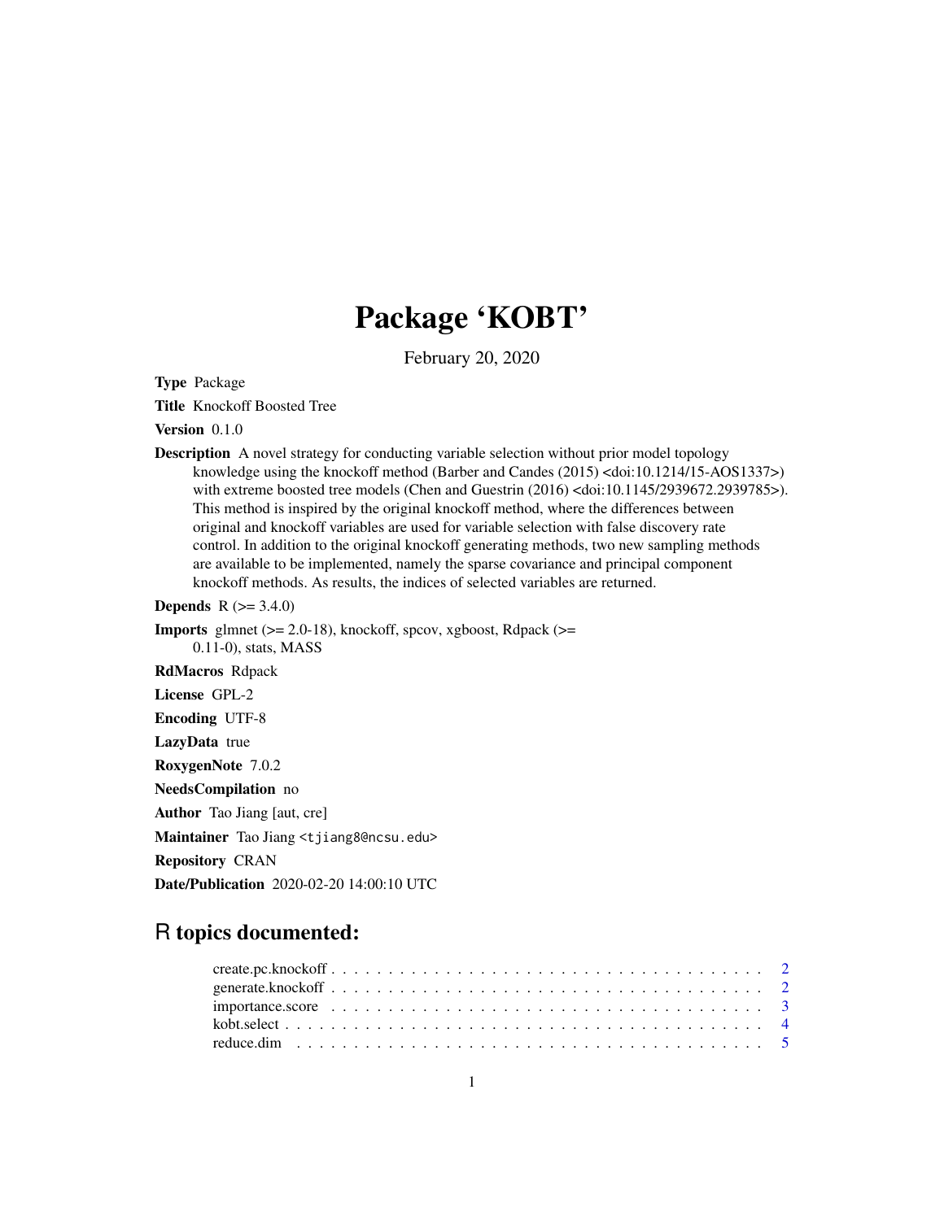# Package 'KOBT'

February 20, 2020

**Type** Package

**Title** Knockoff Boosted Tree

**Version** 0.1.0

**Description** A novel strategy for conducting variable selection without prior model topology knowledge using the knockoff method (Barber and Candes (2015) <doi:10.1214/15-AOS1337>) with extreme boosted tree models (Chen and Guestrin (2016) <doi:10.1145/2939672.2939785>). This method is inspired by the original knockoff method, where the differences between original and knockoff variables are used for variable selection with false discovery rate control. In addition to the original knockoff generating methods, two new sampling methods are available to be implemented, namely the sparse covariance and principal component knockoff methods. As results, the indices of selected variables are returned.

**Depends** R (>= 3.4.0)

**Imports** glmnet (>= 2.0-18), knockoff, spcov, xgboost, Rdpack (>= 0.11-0), stats, MASS

**RdMacros** Rdpack

**License** GPL-2

**Encoding** UTF-8

**LazyData** true

**RoxygenNote** 7.0.2

**NeedsCompilation** no

**Author** Tao Jiang [aut, cre]

**Maintainer** Tao Jiang <tjiang8@ncsu.edu>

**Repository** CRAN

**Date/Publication** 2020-02-20 14:00:10 UTC

## R topics documented:

- create.pc.knockoff . . . . . . . . . . . . . . . . . . . . . . . . . . . . . . . . . . . . 2
- generate.knockoff . . . . . . . . . . . . . . . . . . . . . . . . . . . . . . . . . . . . . 2
- importance.score . . . . . . . . . . . . . . . . . . . . . . . . . . . . . . . . . . . . . 3
- kobt.select . . . . . . . . . . . . . . . . . . . . . . . . . . . . . . . . . . . . . . . . 4
- reduce.dim . . . . . . . . . . . . . . . . . . . . . . . . . . . . . . . . . . . . . . . . 5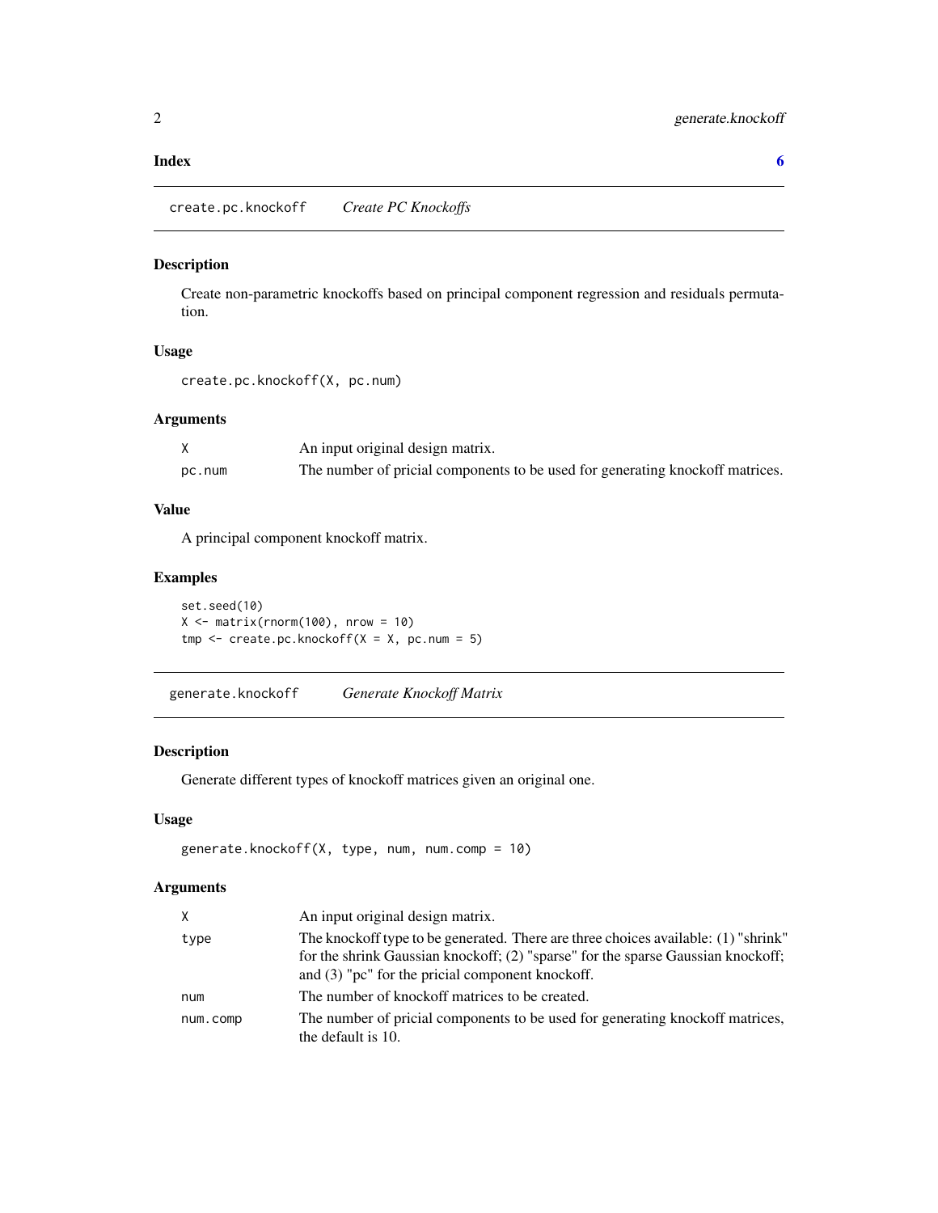**Index** **6**

## create.pc.knockoff    *Create PC Knockoffs*

### Description

Create non-parametric knockoffs based on principal component regression and residuals permutation.

### Usage

```
create.pc.knockoff(X, pc.num)
```

### Arguments

| | |
|---|---|
| X | An input original design matrix. |
| pc.num | The number of pricial components to be used for generating knockoff matrices. |

### Value

A principal component knockoff matrix.

### Examples

```
set.seed(10)
X <- matrix(rnorm(100), nrow = 10)
tmp <- create.pc.knockoff(X = X, pc.num = 5)
```

## generate.knockoff    *Generate Knockoff Matrix*

### Description

Generate different types of knockoff matrices given an original one.

### Usage

```
generate.knockoff(X, type, num, num.comp = 10)
```

### Arguments

| | |
|---|---|
| X | An input original design matrix. |
| type | The knockoff type to be generated. There are three choices available: (1) "shrink" for the shrink Gaussian knockoff; (2) "sparse" for the sparse Gaussian knockoff; and (3) "pc" for the pricial component knockoff. |
| num | The number of knockoff matrices to be created. |
| num.comp | The number of pricial components to be used for generating knockoff matrices, the default is 10. |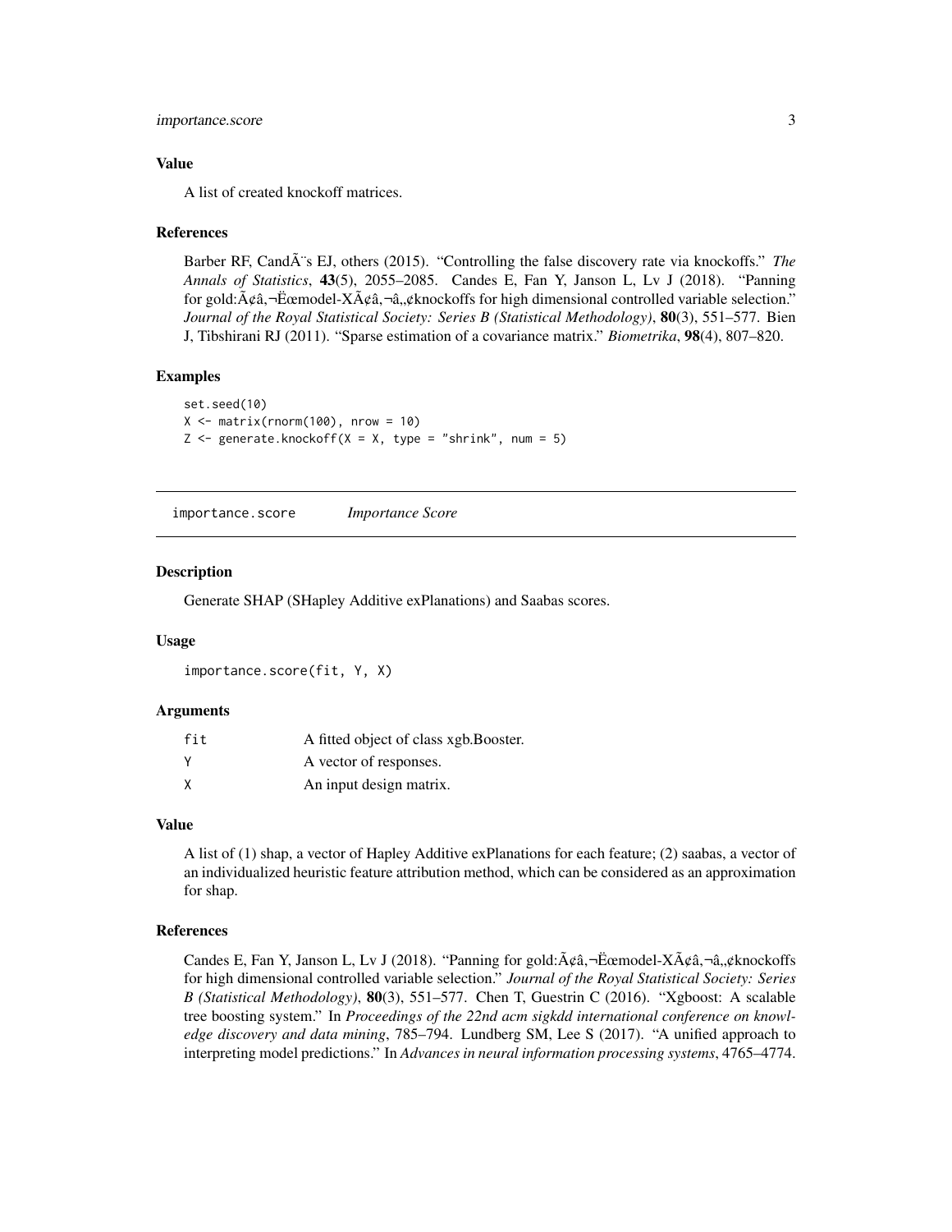### Value

A list of created knockoff matrices.

### References

Barber RF, CandÃ¨s EJ, others (2015). "Controlling the false discovery rate via knockoffs." *The Annals of Statistics*, **43**(5), 2055–2085. Candes E, Fan Y, Janson L, Lv J (2018). "Panning for gold:Ã¢â‚¬Ëœmodel-XÃ¢â‚¬â„¢knockoffs for high dimensional controlled variable selection." *Journal of the Royal Statistical Society: Series B (Statistical Methodology)*, **80**(3), 551–577. Bien J, Tibshirani RJ (2011). "Sparse estimation of a covariance matrix." *Biometrika*, **98**(4), 807–820.

### Examples

```
set.seed(10)
X <- matrix(rnorm(100), nrow = 10)
Z <- generate.knockoff(X = X, type = "shrink", num = 5)
```

---

## importance.score *Importance Score*

### Description

Generate SHAP (SHapley Additive exPlanations) and Saabas scores.

### Usage

```
importance.score(fit, Y, X)
```

### Arguments

| | |
|---|---|
| fit | A fitted object of class xgb.Booster. |
| Y | A vector of responses. |
| X | An input design matrix. |

### Value

A list of (1) shap, a vector of Hapley Additive exPlanations for each feature; (2) saabas, a vector of an individualized heuristic feature attribution method, which can be considered as an approximation for shap.

### References

Candes E, Fan Y, Janson L, Lv J (2018). "Panning for gold:Ã¢â‚¬Ëœmodel-XÃ¢â‚¬â„¢knockoffs for high dimensional controlled variable selection." *Journal of the Royal Statistical Society: Series B (Statistical Methodology)*, **80**(3), 551–577. Chen T, Guestrin C (2016). "Xgboost: A scalable tree boosting system." In *Proceedings of the 22nd acm sigkdd international conference on knowledge discovery and data mining*, 785–794. Lundberg SM, Lee S (2017). "A unified approach to interpreting model predictions." In *Advances in neural information processing systems*, 4765–4774.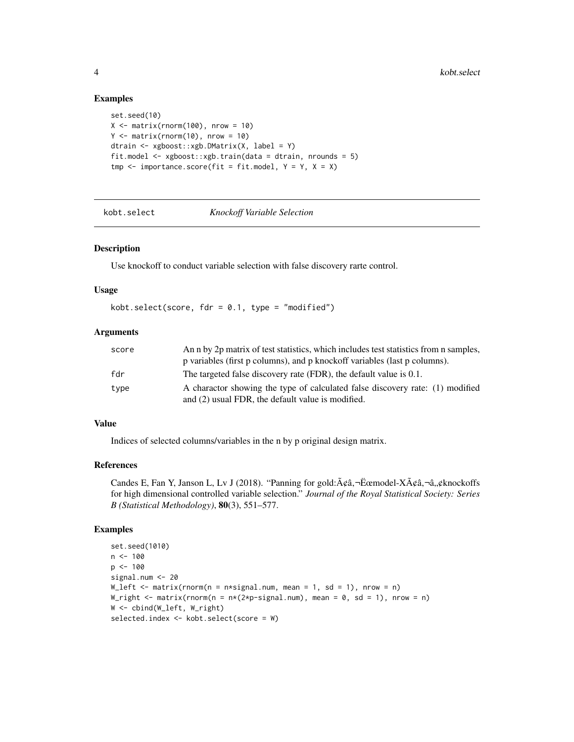### Examples

```
set.seed(10)
X <- matrix(rnorm(100), nrow = 10)
Y <- matrix(rnorm(10), nrow = 10)
dtrain <- xgboost::xgb.DMatrix(X, label = Y)
fit.model <- xgboost::xgb.train(data = dtrain, nrounds = 5)
tmp <- importance.score(fit = fit.model, Y = Y, X = X)
```

---

## kobt.select — *Knockoff Variable Selection*

### Description

Use knockoff to conduct variable selection with false discovery rarte control.

### Usage

```
kobt.select(score, fdr = 0.1, type = "modified")
```

### Arguments

| | |
|---|---|
| score | An n by 2p matrix of test statistics, which includes test statistics from n samples, p variables (first p columns), and p knockoff variables (last p columns). |
| fdr | The targeted false discovery rate (FDR), the default value is 0.1. |
| type | A charactor showing the type of calculated false discovery rate: (1) modified and (2) usual FDR, the default value is modified. |

### Value

Indices of selected columns/variables in the n by p original design matrix.

### References

Candes E, Fan Y, Janson L, Lv J (2018). "Panning for gold:Ã¢â‚¬Ëœmodel-XÃ¢â‚¬â„¢knockoffs for high dimensional controlled variable selection." *Journal of the Royal Statistical Society: Series B (Statistical Methodology)*, **80**(3), 551–577.

### Examples

```
set.seed(1010)
n <- 100
p <- 100
signal.num <- 20
W_left <- matrix(rnorm(n = n*signal.num, mean = 1, sd = 1), nrow = n)
W_right <- matrix(rnorm(n = n*(2*p-signal.num), mean = 0, sd = 1), nrow = n)
W <- cbind(W_left, W_right)
selected.index <- kobt.select(score = W)
```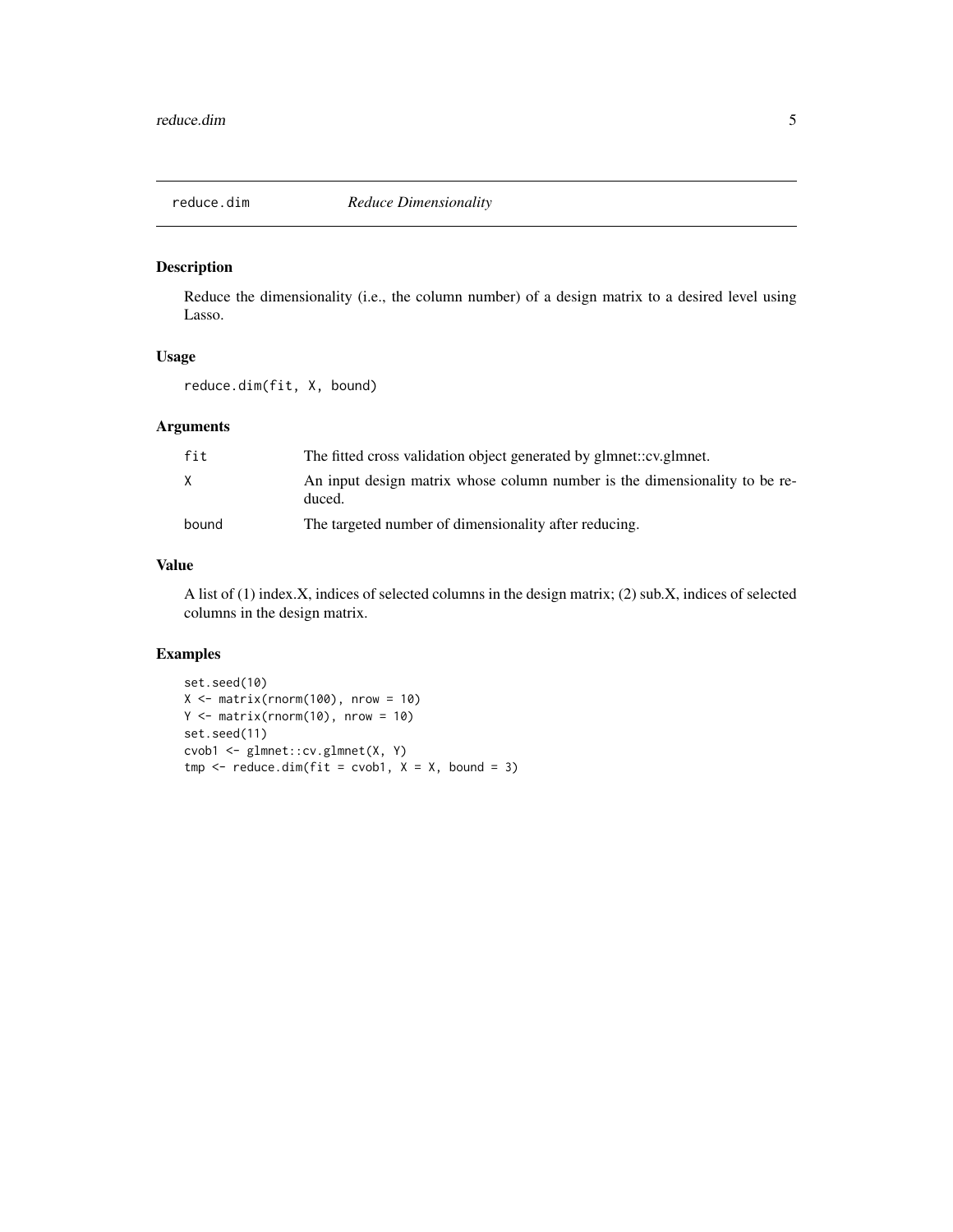## reduce.dim *Reduce Dimensionality*

### Description

Reduce the dimensionality (i.e., the column number) of a design matrix to a desired level using Lasso.

### Usage

```
reduce.dim(fit, X, bound)
```

### Arguments

| | |
|---|---|
| fit | The fitted cross validation object generated by glmnet::cv.glmnet. |
| X | An input design matrix whose column number is the dimensionality to be reduced. |
| bound | The targeted number of dimensionality after reducing. |

### Value

A list of (1) index.X, indices of selected columns in the design matrix; (2) sub.X, indices of selected columns in the design matrix.

### Examples

```
set.seed(10)
X <- matrix(rnorm(100), nrow = 10)
Y <- matrix(rnorm(10), nrow = 10)
set.seed(11)
cvob1 <- glmnet::cv.glmnet(X, Y)
tmp <- reduce.dim(fit = cvob1, X = X, bound = 3)
```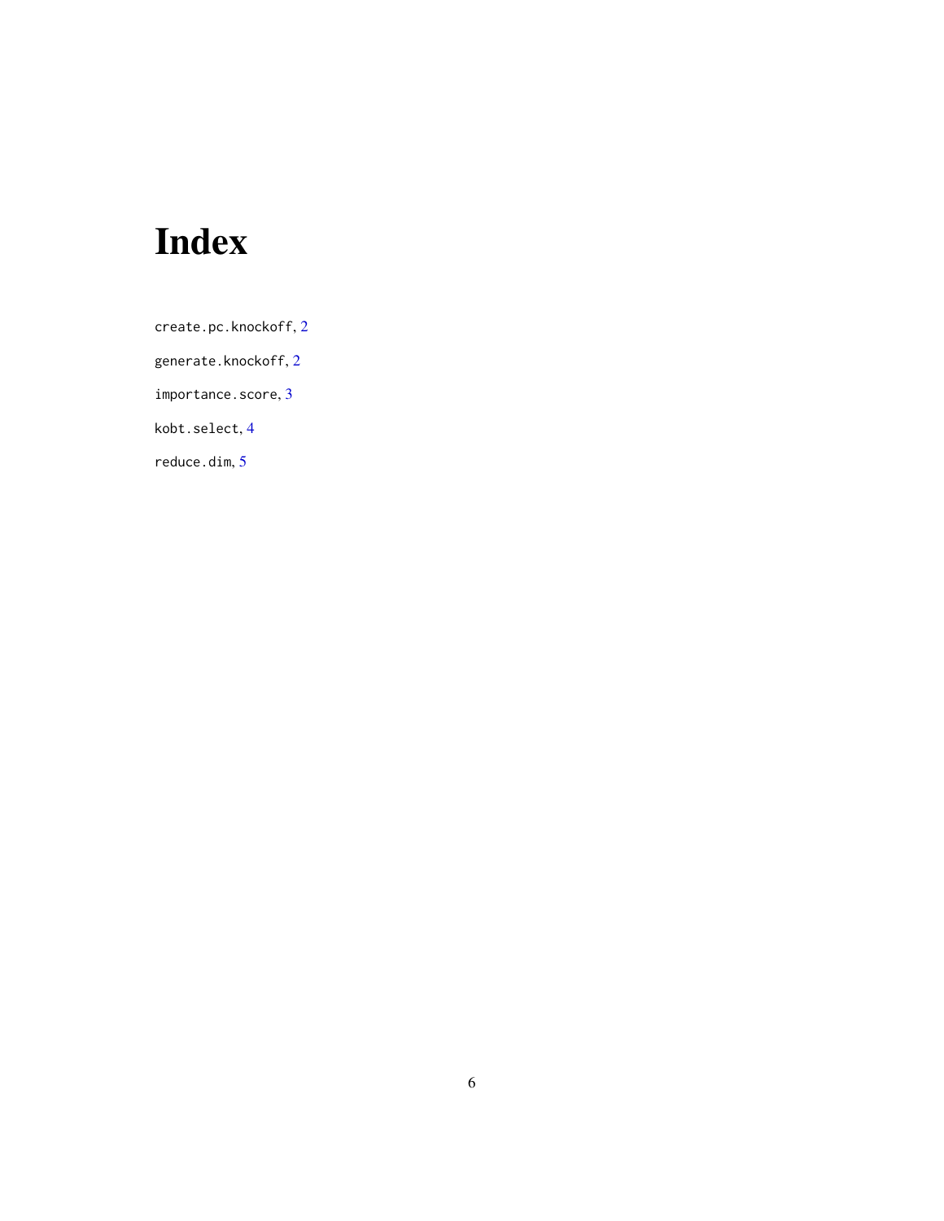# Index

create.pc.knockoff, 2

generate.knockoff, 2

importance.score, 3

kobt.select, 4

reduce.dim, 5